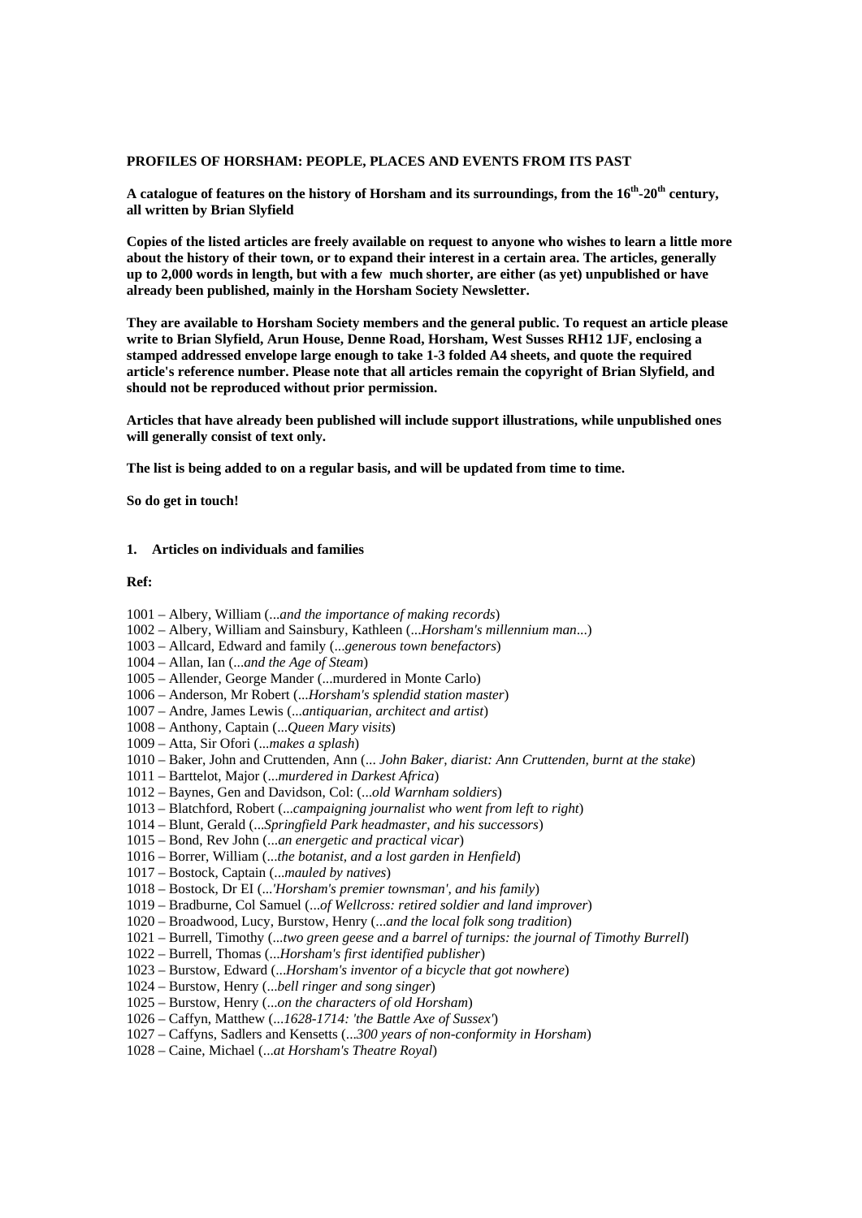**PROFILES OF HORSHAM: PEOPLE, PLACES AND EVENTS FROM ITS PAST**

**A catalogue of features on the history of Horsham and its surroundings, from the 16th-20th century, all written by Brian Slyfield**

**Copies of the listed articles are freely available on request to anyone who wishes to learn a little more about the history of their town, or to expand their interest in a certain area. The articles, generally up to 2,000 words in length, but with a few much shorter, are either (as yet) unpublished or have already been published, mainly in the Horsham Society Newsletter.**

**They are available to Horsham Society members and the general public. To request an article please write to Brian Slyfield, Arun House, Denne Road, Horsham, West Susses RH12 1JF, enclosing a stamped addressed envelope large enough to take 1-3 folded A4 sheets, and quote the required article's reference number. Please note that all articles remain the copyright of Brian Slyfield, and should not be reproduced without prior permission.**

**Articles that have already been published will include support illustrations, while unpublished ones will generally consist of text only.**

**The list is being added to on a regular basis, and will be updated from time to time.**

**So do get in touch!**

## 1. Articles on individuals and families

**Ref:**

1001 – Albery, William (*...and the importance of making records*)
1002 – Albery, William and Sainsbury, Kathleen (*...Horsham's millennium man...*)
1003 – Allcard, Edward and family (*...generous town benefactors*)
1004 – Allan, Ian (*...and the Age of Steam*)
1005 – Allender, George Mander (...murdered in Monte Carlo)
1006 – Anderson, Mr Robert (*...Horsham's splendid station master*)
1007 – Andre, James Lewis (*...antiquarian, architect and artist*)
1008 – Anthony, Captain (*...Queen Mary visits*)
1009 – Atta, Sir Ofori (*...makes a splash*)
1010 – Baker, John and Cruttenden, Ann (*... John Baker, diarist: Ann Cruttenden, burnt at the stake*)
1011 – Barttelot, Major (*...murdered in Darkest Africa*)
1012 – Baynes, Gen and Davidson, Col: (*...old Warnham soldiers*)
1013 – Blatchford, Robert (*...campaigning journalist who went from left to right*)
1014 – Blunt, Gerald (*...Springfield Park headmaster, and his successors*)
1015 – Bond, Rev John (*...an energetic and practical vicar*)
1016 – Borrer, William (*...the botanist, and a lost garden in Henfield*)
1017 – Bostock, Captain (*...mauled by natives*)
1018 – Bostock, Dr EI (*...'Horsham's premier townsman', and his family*)
1019 – Bradburne, Col Samuel (*...of Wellcross: retired soldier and land improver*)
1020 – Broadwood, Lucy, Burstow, Henry (*...and the local folk song tradition*)
1021 – Burrell, Timothy (*...two green geese and a barrel of turnips: the journal of Timothy Burrell*)
1022 – Burrell, Thomas (*...Horsham's first identified publisher*)
1023 – Burstow, Edward (*...Horsham's inventor of a bicycle that got nowhere*)
1024 – Burstow, Henry (*...bell ringer and song singer*)
1025 – Burstow, Henry (*...on the characters of old Horsham*)
1026 – Caffyn, Matthew (*...1628-1714: 'the Battle Axe of Sussex'*)
1027 – Caffyns, Sadlers and Kensetts (*...300 years of non-conformity in Horsham*)
1028 – Caine, Michael (*...at Horsham's Theatre Royal*)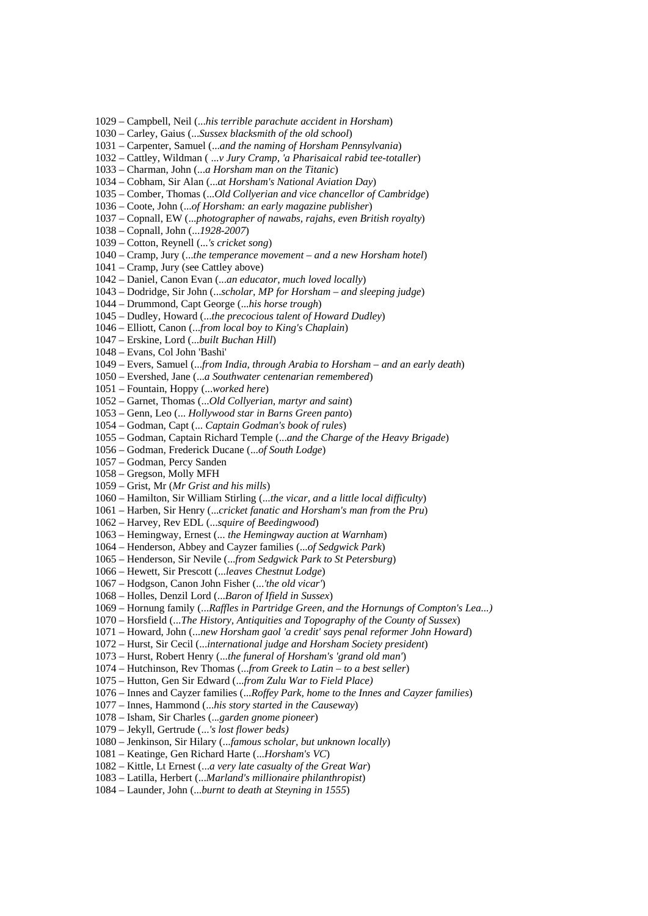1029 – Campbell, Neil (*...his terrible parachute accident in Horsham*)
1030 – Carley, Gaius (*...Sussex blacksmith of the old school*)
1031 – Carpenter, Samuel (*...and the naming of Horsham Pennsylvania*)
1032 – Cattley, Wildman ( *...v Jury Cramp, 'a Pharisaical rabid tee-totaller*)
1033 – Charman, John (*...a Horsham man on the Titanic*)
1034 – Cobham, Sir Alan (*...at Horsham's National Aviation Day*)
1035 – Comber, Thomas (*...Old Collyerian and vice chancellor of Cambridge*)
1036 – Coote, John (*...of Horsham: an early magazine publisher*)
1037 – Copnall, EW (*...photographer of nawabs, rajahs, even British royalty*)
1038 – Copnall, John (*...1928-2007*)
1039 – Cotton, Reynell (*...'s cricket song*)
1040 – Cramp, Jury (*...the temperance movement – and a new Horsham hotel*)
1041 – Cramp, Jury (see Cattley above)
1042 – Daniel, Canon Evan (*...an educator, much loved locally*)
1043 – Dodridge, Sir John (*...scholar, MP for Horsham – and sleeping judge*)
1044 – Drummond, Capt George (*...his horse trough*)
1045 – Dudley, Howard (*...the precocious talent of Howard Dudley*)
1046 – Elliott, Canon (*...from local boy to King's Chaplain*)
1047 – Erskine, Lord (*...built Buchan Hill*)
1048 – Evans, Col John 'Bashi'
1049 – Evers, Samuel (*...from India, through Arabia to Horsham – and an early death*)
1050 – Evershed, Jane (*...a Southwater centenarian remembered*)
1051 – Fountain, Hoppy (*...worked here*)
1052 – Garnet, Thomas (*...Old Collyerian, martyr and saint*)
1053 – Genn, Leo (*... Hollywood star in Barns Green panto*)
1054 – Godman, Capt (*... Captain Godman's book of rules*)
1055 – Godman, Captain Richard Temple (*...and the Charge of the Heavy Brigade*)
1056 – Godman, Frederick Ducane (*...of South Lodge*)
1057 – Godman, Percy Sanden
1058 – Gregson, Molly MFH
1059 – Grist, Mr (*Mr Grist and his mills*)
1060 – Hamilton, Sir William Stirling (*...the vicar, and a little local difficulty*)
1061 – Harben, Sir Henry (*...cricket fanatic and Horsham's man from the Pru*)
1062 – Harvey, Rev EDL (*...squire of Beedingwood*)
1063 – Hemingway, Ernest (*... the Hemingway auction at Warnham*)
1064 – Henderson, Abbey and Cayzer families (*...of Sedgwick Park*)
1065 – Henderson, Sir Nevile (*...from Sedgwick Park to St Petersburg*)
1066 – Hewett, Sir Prescott (*...leaves Chestnut Lodge*)
1067 – Hodgson, Canon John Fisher (*...'the old vicar'*)
1068 – Holles, Denzil Lord (*...Baron of Ifield in Sussex*)
1069 – Hornung family (*...Raffles in Partridge Green, and the Hornungs of Compton's Lea...)*
1070 – Horsfield (*...The History, Antiquities and Topography of the County of Sussex*)
1071 – Howard, John (*...new Horsham gaol 'a credit' says penal reformer John Howard*)
1072 – Hurst, Sir Cecil (*...international judge and Horsham Society president*)
1073 – Hurst, Robert Henry (*...the funeral of Horsham's 'grand old man'*)
1074 – Hutchinson, Rev Thomas (*...from Greek to Latin – to a best seller*)
1075 – Hutton, Gen Sir Edward (*...from Zulu War to Field Place)*
1076 – Innes and Cayzer families (*...Roffey Park, home to the Innes and Cayzer families*)
1077 – Innes, Hammond (*...his story started in the Causeway*)
1078 – Isham, Sir Charles (*...garden gnome pioneer*)
1079 – Jekyll, Gertrude (*...'s lost flower beds)*
1080 – Jenkinson, Sir Hilary (*...famous scholar, but unknown locally*)
1081 – Keatinge, Gen Richard Harte (*...Horsham's VC*)
1082 – Kittle, Lt Ernest (*...a very late casualty of the Great War*)
1083 – Latilla, Herbert (*...Marland's millionaire philanthropist*)
1084 – Launder, John (*...burnt to death at Steyning in 1555*)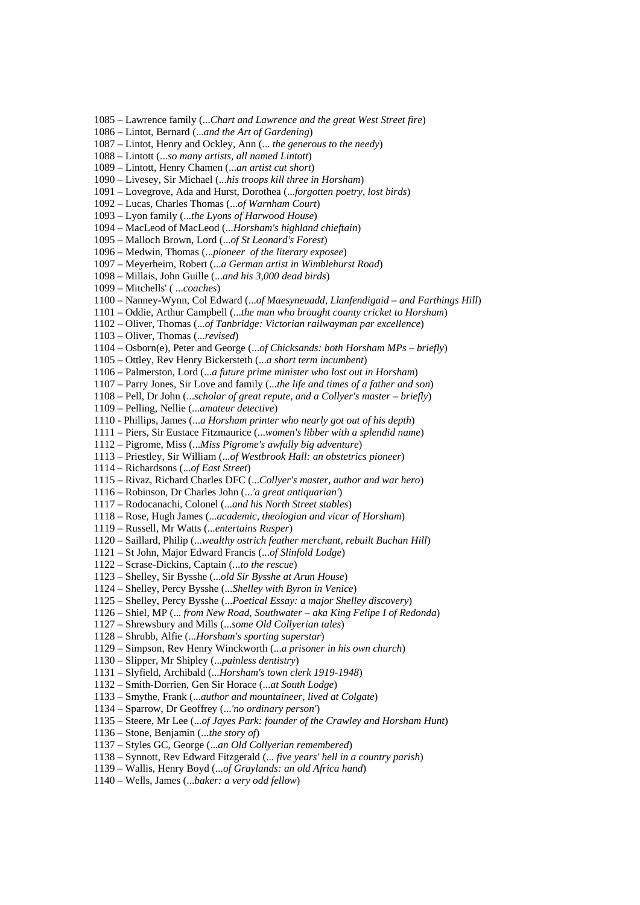1085 – Lawrence family (...*Chart and Lawrence and the great West Street fire*)
1086 – Lintot, Bernard (...*and the Art of Gardening*)
1087 – Lintot, Henry and Ockley, Ann (... *the generous to the needy*)
1088 – Lintott (...*so many artists, all named Lintott*)
1089 – Lintott, Henry Chamen (...*an artist cut short*)
1090 – Livesey, Sir Michael (...*his troops kill three in Horsham*)
1091 – Lovegrove, Ada and Hurst, Dorothea (...*forgotten poetry, lost birds*)
1092 – Lucas, Charles Thomas (...*of Warnham Court*)
1093 – Lyon family (...*the Lyons of Harwood House*)
1094 – MacLeod of MacLeod (...*Horsham's highland chieftain*)
1095 – Malloch Brown, Lord (...*of St Leonard's Forest*)
1096 – Medwin, Thomas (...*pioneer of the literary exposee*)
1097 – Meyerheim, Robert (...*a German artist in Wimblehurst Road*)
1098 – Millais, John Guille (...*and his 3,000 dead birds*)
1099 – Mitchells' ( ...*coaches*)
1100 – Nanney-Wynn, Col Edward (...*of Maesyneuadd, Llanfendigaid – and Farthings Hill*)
1101 – Oddie, Arthur Campbell (...*the man who brought county cricket to Horsham*)
1102 – Oliver, Thomas (...*of Tanbridge: Victorian railwayman par excellence*)
1103 – Oliver, Thomas (...*revised*)
1104 – Osborn(e), Peter and George (...*of Chicksands: both Horsham MPs – briefly*)
1105 – Ottley, Rev Henry Bickersteth (...*a short term incumbent*)
1106 – Palmerston, Lord (...*a future prime minister who lost out in Horsham*)
1107 – Parry Jones, Sir Love and family (...*the life and times of a father and son*)
1108 – Pell, Dr John (...*scholar of great repute, and a Collyer's master – briefly*)
1109 – Pelling, Nellie (...*amateur detective*)
1110 - Phillips, James (...*a Horsham printer who nearly got out of his depth*)
1111 – Piers, Sir Eustace Fitzmaurice (...*women's libber with a splendid name*)
1112 – Pigrome, Miss (...*Miss Pigrome's awfully big adventure*)
1113 – Priestley, Sir William (...*of Westbrook Hall: an obstetrics pioneer*)
1114 – Richardsons (...*of East Street*)
1115 – Rivaz, Richard Charles DFC (...*Collyer's master, author and war hero*)
1116 – Robinson, Dr Charles John (...*'a great antiquarian'*)
1117 – Rodocanachi, Colonel (...*and his North Street stables*)
1118 – Rose, Hugh James (...*academic, theologian and vicar of Horsham*)
1119 – Russell, Mr Watts (...*entertains Rusper*)
1120 – Saillard, Philip (...*wealthy ostrich feather merchant, rebuilt Buchan Hill*)
1121 – St John, Major Edward Francis (...*of Slinfold Lodge*)
1122 – Scrase-Dickins, Captain (...*to the rescue*)
1123 – Shelley, Sir Bysshe (...*old Sir Bysshe at Arun House*)
1124 – Shelley, Percy Bysshe (...*Shelley with Byron in Venice*)
1125 – Shelley, Percy Bysshe (...*Poetical Essay: a major Shelley discovery*)
1126 – Shiel, MP (... *from New Road, Southwater – aka King Felipe I of Redonda*)
1127 – Shrewsbury and Mills (...*some Old Collyerian tales*)
1128 – Shrubb, Alfie (...*Horsham's sporting superstar*)
1129 – Simpson, Rev Henry Winckworth (...*a prisoner in his own church*)
1130 – Slipper, Mr Shipley (...*painless dentistry*)
1131 – Slyfield, Archibald (...*Horsham's town clerk 1919-1948*)
1132 – Smith-Dorrien, Gen Sir Horace (...*at South Lodge*)
1133 – Smythe, Frank (...*author and mountaineer, lived at Colgate*)
1134 – Sparrow, Dr Geoffrey (...*'no ordinary person'*)
1135 – Steere, Mr Lee (...*of Jayes Park: founder of the Crawley and Horsham Hunt*)
1136 – Stone, Benjamin (...*the story of*)
1137 – Styles GC, George (...*an Old Collyerian remembered*)
1138 – Synnott, Rev Edward Fitzgerald (... *five years' hell in a country parish*)
1139 – Wallis, Henry Boyd (...*of Graylands: an old Africa hand*)
1140 – Wells, James (...*baker: a very odd fellow*)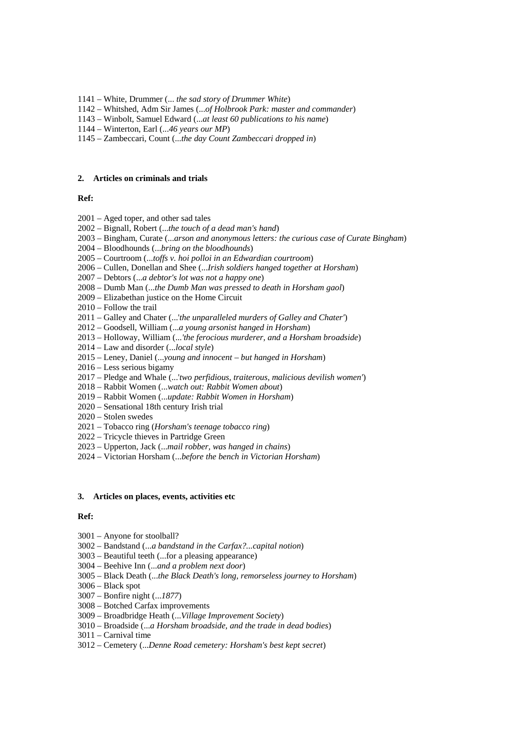1141 – White, Drummer (... *the sad story of Drummer White*)
1142 – Whitshed, Adm Sir James (...*of Holbrook Park: master and commander*)
1143 – Winbolt, Samuel Edward (...*at least 60 publications to his name*)
1144 – Winterton, Earl (...*46 years our MP*)
1145 – Zambeccari, Count (...*the day Count Zambeccari dropped in*)

### 2. Articles on criminals and trials

**Ref:**

2001 – Aged toper, and other sad tales
2002 – Bignall, Robert (...*the touch of a dead man's hand*)
2003 – Bingham, Curate (...*arson and anonymous letters: the curious case of Curate Bingham*)
2004 – Bloodhounds (...*bring on the bloodhounds*)
2005 – Courtroom (...*toffs v. hoi polloi in an Edwardian courtroom*)
2006 – Cullen, Donellan and Shee (...*Irish soldiers hanged together at Horsham*)
2007 – Debtors (...*a debtor's lot was not a happy one*)
2008 – Dumb Man (...*the Dumb Man was pressed to death in Horsham gaol*)
2009 – Elizabethan justice on the Home Circuit
2010 – Follow the trail
2011 – Galley and Chater (...*'the unparalleled murders of Galley and Chater'*)
2012 – Goodsell, William (...*a young arsonist hanged in Horsham*)
2013 – Holloway, William (...*'the ferocious murderer, and a Horsham broadside*)
2014 – Law and disorder (...*local style*)
2015 – Leney, Daniel (...*young and innocent – but hanged in Horsham*)
2016 – Less serious bigamy
2017 – Pledge and Whale (...*'two perfidious, traiterous, malicious devilish women'*)
2018 – Rabbit Women (...*watch out: Rabbit Women about*)
2019 – Rabbit Women (...*update: Rabbit Women in Horsham*)
2020 – Sensational 18th century Irish trial
2020 – Stolen swedes
2021 – Tobacco ring (*Horsham's teenage tobacco ring*)
2022 – Tricycle thieves in Partridge Green
2023 – Upperton, Jack (...*mail robber, was hanged in chains*)
2024 – Victorian Horsham (...*before the bench in Victorian Horsham*)

### 3. Articles on places, events, activities etc

**Ref:**

3001 – Anyone for stoolball?
3002 – Bandstand (...*a bandstand in the Carfax?...capital notion*)
3003 – Beautiful teeth (...for a pleasing appearance)
3004 – Beehive Inn (...*and a problem next door*)
3005 – Black Death (...*the Black Death's long, remorseless journey to Horsham*)
3006 – Black spot
3007 – Bonfire night (...*1877*)
3008 – Botched Carfax improvements
3009 – Broadbridge Heath (...*Village Improvement Society*)
3010 – Broadside (...*a Horsham broadside, and the trade in dead bodies*)
3011 – Carnival time
3012 – Cemetery (...*Denne Road cemetery: Horsham's best kept secret*)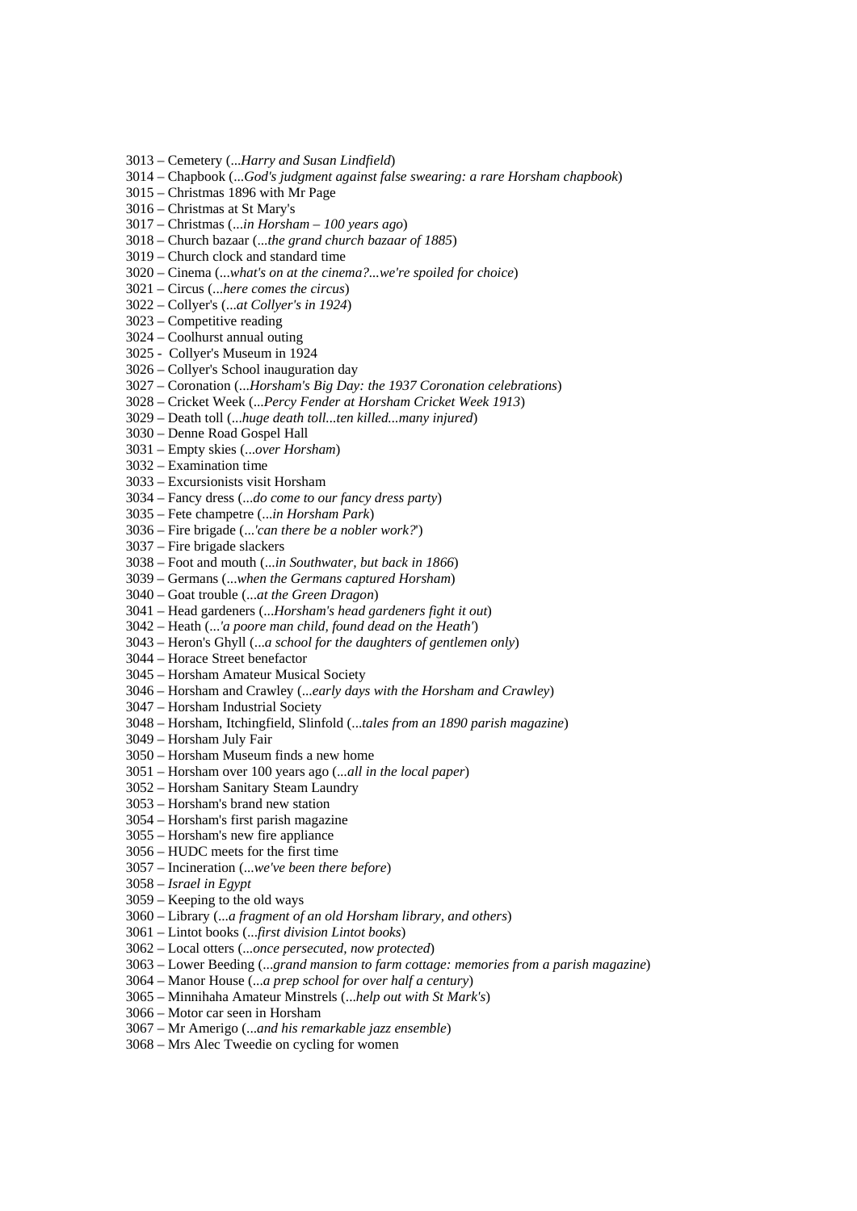3013 – Cemetery (...*Harry and Susan Lindfield*)
3014 – Chapbook (...*God's judgment against false swearing: a rare Horsham chapbook*)
3015 – Christmas 1896 with Mr Page
3016 – Christmas at St Mary's
3017 – Christmas (...*in Horsham – 100 years ago*)
3018 – Church bazaar (...*the grand church bazaar of 1885*)
3019 – Church clock and standard time
3020 – Cinema (...*what's on at the cinema?...we're spoiled for choice*)
3021 – Circus (...*here comes the circus*)
3022 – Collyer's (...*at Collyer's in 1924*)
3023 – Competitive reading
3024 – Coolhurst annual outing
3025 - Collyer's Museum in 1924
3026 – Collyer's School inauguration day
3027 – Coronation (...*Horsham's Big Day: the 1937 Coronation celebrations*)
3028 – Cricket Week (...*Percy Fender at Horsham Cricket Week 1913*)
3029 – Death toll (...*huge death toll...ten killed...many injured*)
3030 – Denne Road Gospel Hall
3031 – Empty skies (...*over Horsham*)
3032 – Examination time
3033 – Excursionists visit Horsham
3034 – Fancy dress (...*do come to our fancy dress party*)
3035 – Fete champetre (...*in Horsham Park*)
3036 – Fire brigade (...*'can there be a nobler work?'*)
3037 – Fire brigade slackers
3038 – Foot and mouth (...*in Southwater, but back in 1866*)
3039 – Germans (...*when the Germans captured Horsham*)
3040 – Goat trouble (...*at the Green Dragon*)
3041 – Head gardeners (...*Horsham's head gardeners fight it out*)
3042 – Heath (...*'a poore man child, found dead on the Heath'*)
3043 – Heron's Ghyll (...*a school for the daughters of gentlemen only*)
3044 – Horace Street benefactor
3045 – Horsham Amateur Musical Society
3046 – Horsham and Crawley (...*early days with the Horsham and Crawley*)
3047 – Horsham Industrial Society
3048 – Horsham, Itchingfield, Slinfold (...*tales from an 1890 parish magazine*)
3049 – Horsham July Fair
3050 – Horsham Museum finds a new home
3051 – Horsham over 100 years ago (...*all in the local paper*)
3052 – Horsham Sanitary Steam Laundry
3053 – Horsham's brand new station
3054 – Horsham's first parish magazine
3055 – Horsham's new fire appliance
3056 – HUDC meets for the first time
3057 – Incineration (...*we've been there before*)
3058 – *Israel in Egypt*
3059 – Keeping to the old ways
3060 – Library (...*a fragment of an old Horsham library, and others*)
3061 – Lintot books (...*first division Lintot books*)
3062 – Local otters (...*once persecuted, now protected*)
3063 – Lower Beeding (...*grand mansion to farm cottage: memories from a parish magazine*)
3064 – Manor House (...*a prep school for over half a century*)
3065 – Minnihaha Amateur Minstrels (...*help out with St Mark's*)
3066 – Motor car seen in Horsham
3067 – Mr Amerigo (...*and his remarkable jazz ensemble*)
3068 – Mrs Alec Tweedie on cycling for women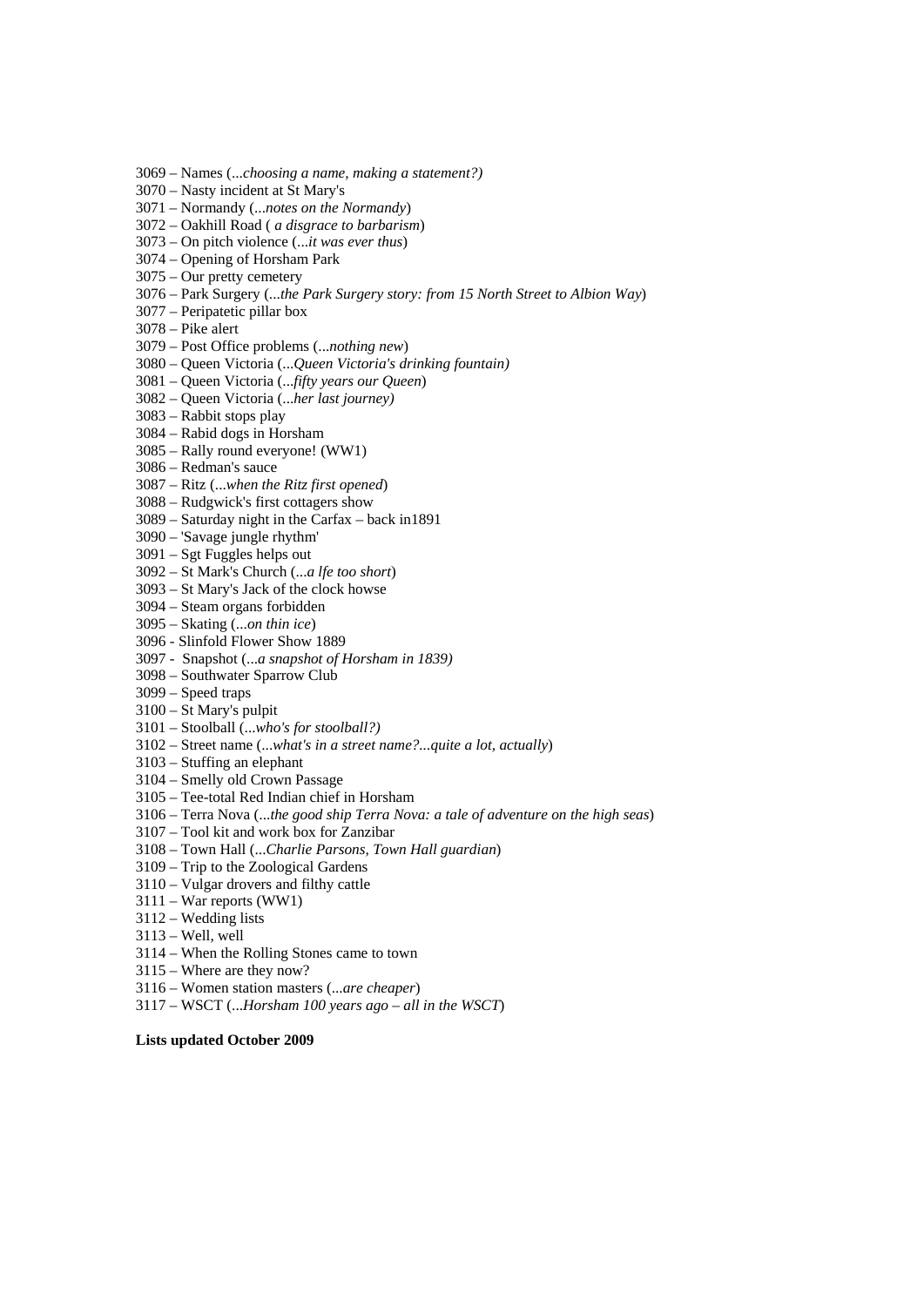3069 – Names (...*choosing a name, making a statement?)*
3070 – Nasty incident at St Mary's
3071 – Normandy (...*notes on the Normandy*)
3072 – Oakhill Road ( *a disgrace to barbarism*)
3073 – On pitch violence (...*it was ever thus*)
3074 – Opening of Horsham Park
3075 – Our pretty cemetery
3076 – Park Surgery (...*the Park Surgery story: from 15 North Street to Albion Way*)
3077 – Peripatetic pillar box
3078 – Pike alert
3079 – Post Office problems (...*nothing new*)
3080 – Queen Victoria (...*Queen Victoria's drinking fountain)*
3081 – Queen Victoria (...*fifty years our Queen*)
3082 – Queen Victoria (...*her last journey)*
3083 – Rabbit stops play
3084 – Rabid dogs in Horsham
3085 – Rally round everyone! (WW1)
3086 – Redman's sauce
3087 – Ritz (...*when the Ritz first opened*)
3088 – Rudgwick's first cottagers show
3089 – Saturday night in the Carfax – back in1891
3090 – 'Savage jungle rhythm'
3091 – Sgt Fuggles helps out
3092 – St Mark's Church (...*a lfe too short*)
3093 – St Mary's Jack of the clock howse
3094 – Steam organs forbidden
3095 – Skating (...*on thin ice*)
3096 - Slinfold Flower Show 1889
3097 - Snapshot (...*a snapshot of Horsham in 1839)*
3098 – Southwater Sparrow Club
3099 – Speed traps
3100 – St Mary's pulpit
3101 – Stoolball (...*who's for stoolball?)*
3102 – Street name (...*what's in a street name?...quite a lot, actually*)
3103 – Stuffing an elephant
3104 – Smelly old Crown Passage
3105 – Tee-total Red Indian chief in Horsham
3106 – Terra Nova (...*the good ship Terra Nova: a tale of adventure on the high seas*)
3107 – Tool kit and work box for Zanzibar
3108 – Town Hall (...*Charlie Parsons, Town Hall guardian*)
3109 – Trip to the Zoological Gardens
3110 – Vulgar drovers and filthy cattle
3111 – War reports (WW1)
3112 – Wedding lists
3113 – Well, well
3114 – When the Rolling Stones came to town
3115 – Where are they now?
3116 – Women station masters (...*are cheaper*)
3117 – WSCT (...*Horsham 100 years ago – all in the WSCT*)

**Lists updated October 2009**